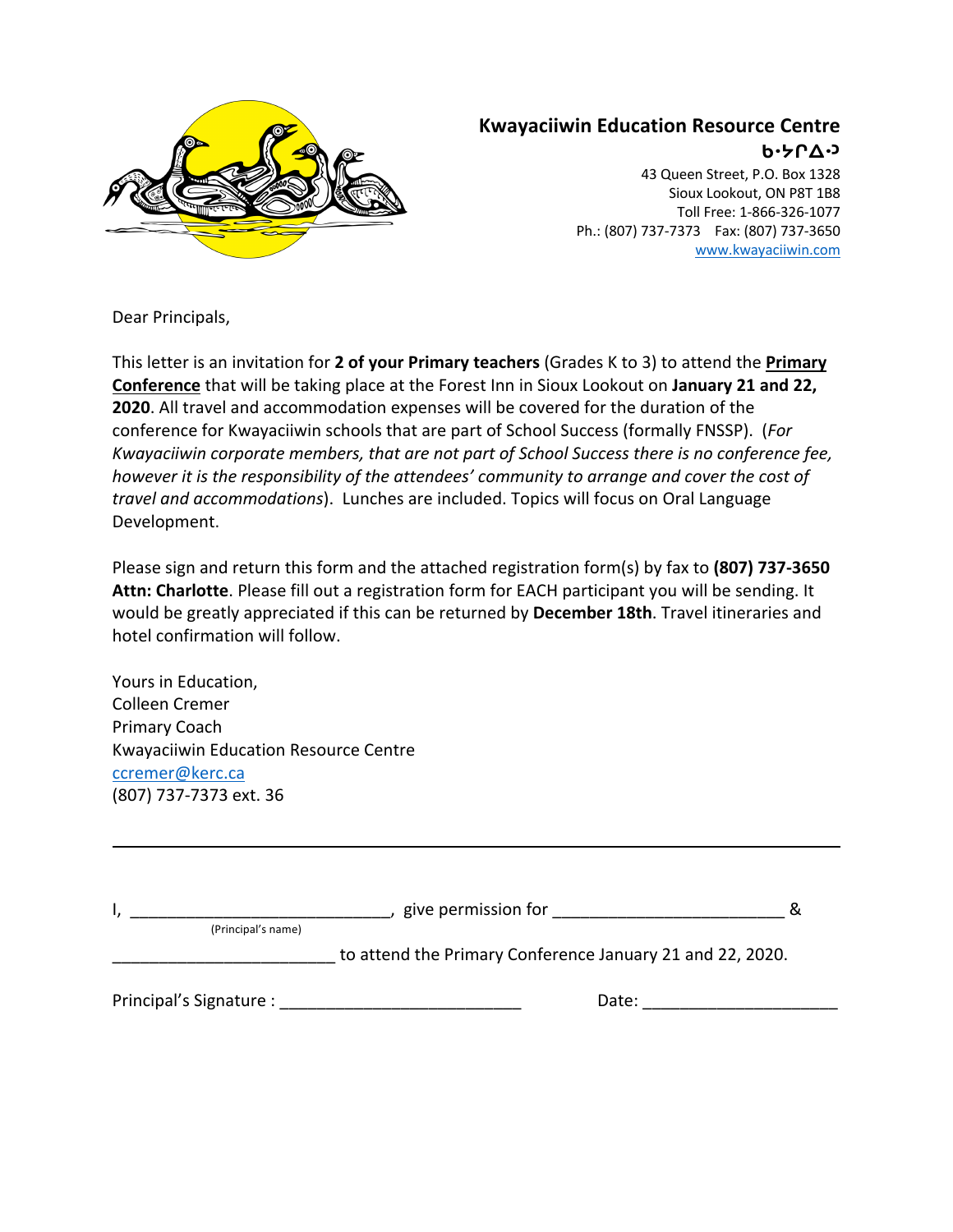**Kwayaciiwin Education Resource Centre**
**ᑲᐧᔭᒋᐃᐧᐣ**

43 Queen Street, P.O. Box 1328
Sioux Lookout, ON P8T 1B8
Toll Free: 1-866-326-1077
Ph.: (807) 737-7373 Fax: (807) 737-3650
www.kwayaciiwin.com

Dear Principals,

This letter is an invitation for **2 of your Primary teachers** (Grades K to 3) to attend the **<u>Primary Conference</u>** that will be taking place at the Forest Inn in Sioux Lookout on **January 21 and 22, 2020**. All travel and accommodation expenses will be covered for the duration of the conference for Kwayaciiwin schools that are part of School Success (formally FNSSP). (*For Kwayaciiwin corporate members, that are not part of School Success there is no conference fee, however it is the responsibility of the attendees' community to arrange and cover the cost of travel and accommodations*). Lunches are included. Topics will focus on Oral Language Development.

Please sign and return this form and the attached registration form(s) by fax to **(807) 737-3650 Attn: Charlotte**. Please fill out a registration form for EACH participant you will be sending. It would be greatly appreciated if this can be returned by **December 18th**. Travel itineraries and hotel confirmation will follow.

Yours in Education,
Colleen Cremer
Primary Coach
Kwayaciiwin Education Resource Centre
ccremer@kerc.ca
(807) 737-7373 ext. 36

---

I, ___________________________, give permission for ________________________ &
(Principal's name)

_______________________ to attend the Primary Conference January 21 and 22, 2020.

Principal's Signature : _________________________ Date: ____________________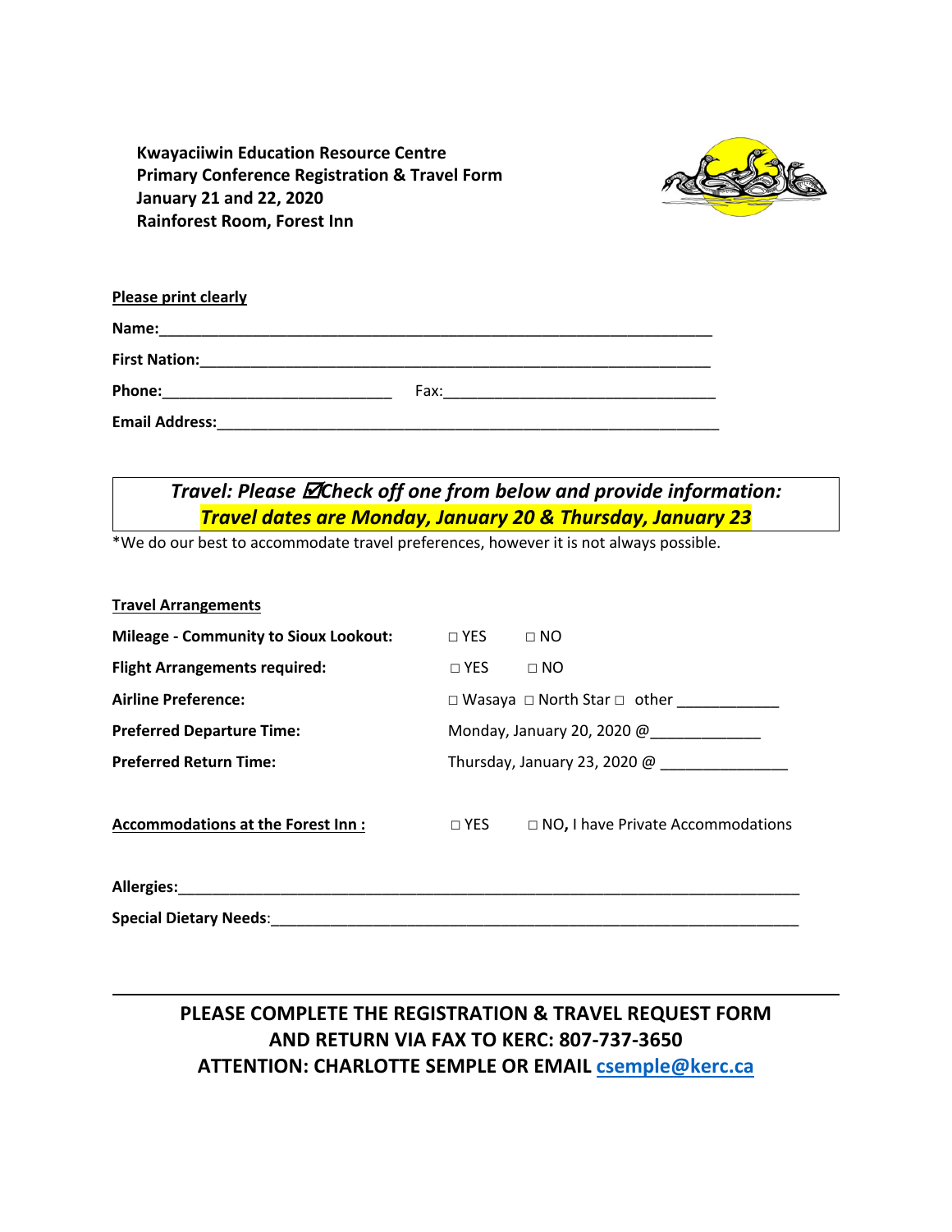**Kwayaciiwin Education Resource Centre**
**Primary Conference Registration & Travel Form**
**January 21 and 22, 2020**
**Rainforest Room, Forest Inn**

**Please print clearly**

**Name:**_______________________________________________________________

**First Nation:**__________________________________________________________

**Phone:**___________________________ Fax:________________________________

**Email Address:**________________________________________________________

***Travel: Please ☑Check off one from below and provide information:***
***Travel dates are Monday, January 20 & Thursday, January 23***

*We do our best to accommodate travel preferences, however it is not always possible.

**Travel Arrangements**

| | |
|---|---|
| **Mileage - Community to Sioux Lookout:** | □ YES □ NO |
| **Flight Arrangements required:** | □ YES □ NO |
| **Airline Preference:** | □ Wasaya □ North Star □ other ____________ |
| **Preferred Departure Time:** | Monday, January 20, 2020 @_____________ |
| **Preferred Return Time:** | Thursday, January 23, 2020 @ _______________ |
| **Accommodations at the Forest Inn :** | □ YES □ NO**,** I have Private Accommodations |

**Allergies:**_____________________________________________________________________

**Special Dietary Needs**:_________________________________________________________

**PLEASE COMPLETE THE REGISTRATION & TRAVEL REQUEST FORM AND RETURN VIA FAX TO KERC: 807-737-3650 ATTENTION: CHARLOTTE SEMPLE OR EMAIL csemple@kerc.ca**